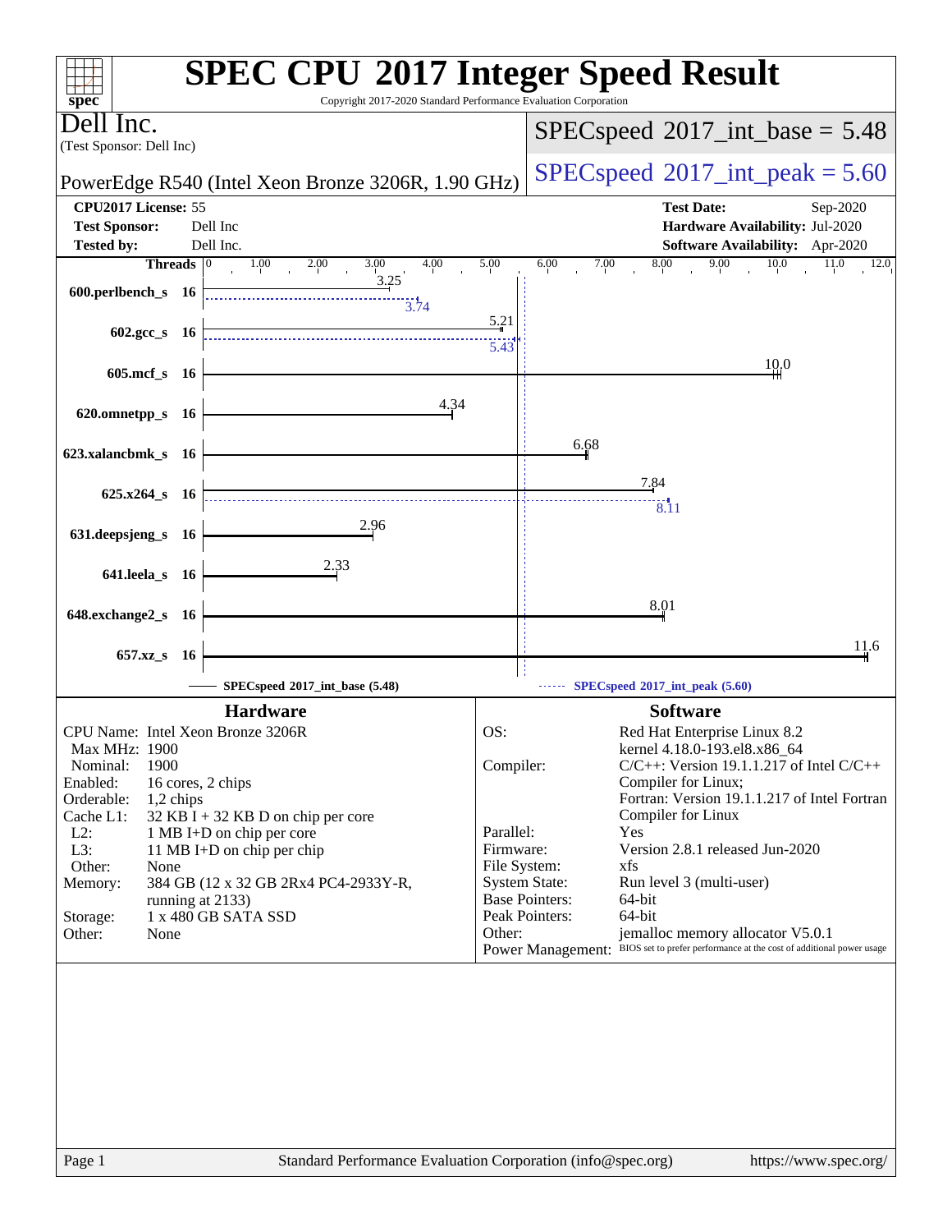# SPEC CPU 2017 Integer Speed Result

Copyright 2017-2020 Standard Performance Evaluation Corporation

**Dell Inc.**
(Test Sponsor: Dell Inc)

PowerEdge R540 (Intel Xeon Bronze 3206R, 1.90 GHz)

SPECspeed 2017_int_base = 5.48

SPECspeed 2017_int_peak = 5.60

| | | | |
|---|---|---|---|
| **CPU2017 License:** | 55 | **Test Date:** | Sep-2020 |
| **Test Sponsor:** | Dell Inc | **Hardware Availability:** | Jul-2020 |
| **Tested by:** | Dell Inc. | **Software Availability:** | Apr-2020 |

| Benchmark | Threads | Base | Peak |
|---|---|---|---|
| 600.perlbench_s | 16 | 3.25 | 3.74 |
| 602.gcc_s | 16 | 5.21 | 5.43 |
| 605.mcf_s | 16 | 10.0 | |
| 620.omnetpp_s | 16 | 4.34 | |
| 623.xalancbmk_s | 16 | 6.68 | |
| 625.x264_s | 16 | 7.84 | 8.11 |
| 631.deepsjeng_s | 16 | 2.96 | |
| 641.leela_s | 16 | 2.33 | |
| 648.exchange2_s | 16 | 8.01 | |
| 657.xz_s | 16 | 11.6 | |

SPECspeed 2017_int_base (5.48)

SPECspeed 2017_int_peak (5.60)

## Hardware

| | |
|---|---|
| CPU Name: | Intel Xeon Bronze 3206R |
| Max MHz: | 1900 |
| Nominal: | 1900 |
| Enabled: | 16 cores, 2 chips |
| Orderable: | 1,2 chips |
| Cache L1: | 32 KB I + 32 KB D on chip per core |
| L2: | 1 MB I+D on chip per core |
| L3: | 11 MB I+D on chip per chip |
| Other: | None |
| Memory: | 384 GB (12 x 32 GB 2Rx4 PC4-2933Y-R, running at 2133) |
| Storage: | 1 x 480 GB SATA SSD |
| Other: | None |

## Software

| | |
|---|---|
| OS: | Red Hat Enterprise Linux 8.2 kernel 4.18.0-193.el8.x86_64 |
| Compiler: | C/C++: Version 19.1.1.217 of Intel C/C++ Compiler for Linux; Fortran: Version 19.1.1.217 of Intel Fortran Compiler for Linux |
| Parallel: | Yes |
| Firmware: | Version 2.8.1 released Jun-2020 |
| File System: | xfs |
| System State: | Run level 3 (multi-user) |
| Base Pointers: | 64-bit |
| Peak Pointers: | 64-bit |
| Other: | jemalloc memory allocator V5.0.1 |
| Power Management: | BIOS set to prefer performance at the cost of additional power usage |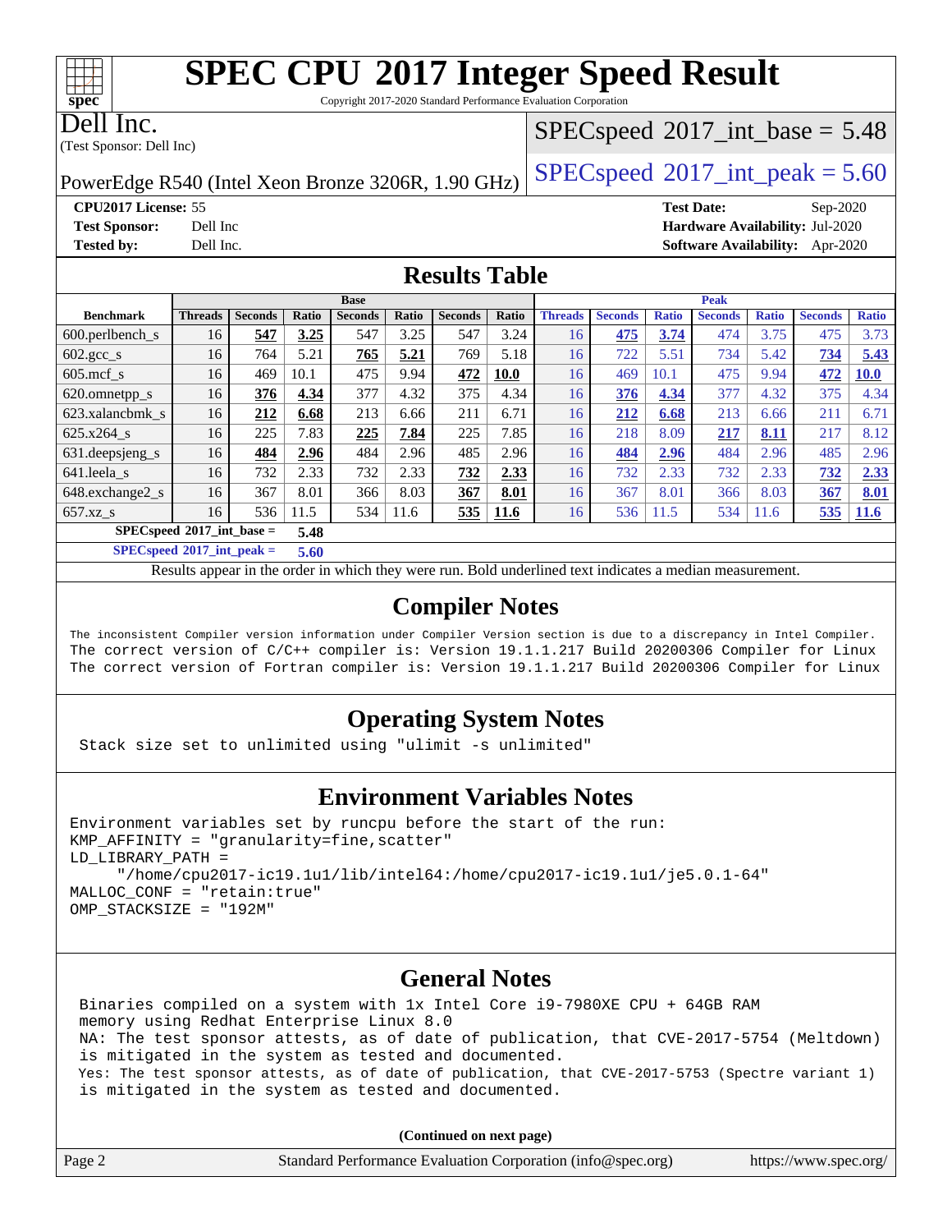# SPEC CPU 2017 Integer Speed Result

Copyright 2017-2020 Standard Performance Evaluation Corporation

**Dell Inc.**
(Test Sponsor: Dell Inc)

PowerEdge R540 (Intel Xeon Bronze 3206R, 1.90 GHz)

SPECspeed 2017_int_base = 5.48

SPECspeed 2017_int_peak = 5.60

**CPU2017 License:** 55
**Test Sponsor:** Dell Inc
**Tested by:** Dell Inc.

**Test Date:** Sep-2020
**Hardware Availability:** Jul-2020
**Software Availability:** Apr-2020

## Results Table

| Benchmark | Base | | | | | | | Peak | | | | | | |
|---|---|---|---|---|---|---|---|---|---|---|---|---|---|---|
| | Threads | Seconds | Ratio | Seconds | Ratio | Seconds | Ratio | Threads | Seconds | Ratio | Seconds | Ratio | Seconds | Ratio |
| 600.perlbench_s | 16 | **547** | **3.25** | 547 | 3.25 | 547 | 3.24 | 16 | **475** | **3.74** | 474 | 3.75 | 475 | 3.73 |
| 602.gcc_s | 16 | 764 | 5.21 | **765** | **5.21** | 769 | 5.18 | 16 | 722 | 5.51 | 734 | 5.42 | **734** | **5.43** |
| 605.mcf_s | 16 | 469 | 10.1 | 475 | 9.94 | **472** | **10.0** | 16 | 469 | 10.1 | 475 | 9.94 | **472** | **10.0** |
| 620.omnetpp_s | 16 | **376** | **4.34** | 377 | 4.32 | 375 | 4.34 | 16 | **376** | **4.34** | 377 | 4.32 | 375 | 4.34 |
| 623.xalancbmk_s | 16 | **212** | **6.68** | 213 | 6.66 | 211 | 6.71 | 16 | **212** | **6.68** | 213 | 6.66 | 211 | 6.71 |
| 625.x264_s | 16 | 225 | 7.83 | **225** | **7.84** | 225 | 7.85 | 16 | 218 | 8.09 | **217** | **8.11** | 217 | 8.12 |
| 631.deepsjeng_s | 16 | **484** | **2.96** | 484 | 2.96 | 485 | 2.96 | 16 | **484** | **2.96** | 484 | 2.96 | 485 | 2.96 |
| 641.leela_s | 16 | 732 | 2.33 | 732 | 2.33 | **732** | **2.33** | 16 | 732 | 2.33 | 732 | 2.33 | **732** | **2.33** |
| 648.exchange2_s | 16 | 367 | 8.01 | 366 | 8.03 | **367** | **8.01** | 16 | 367 | 8.01 | 366 | 8.03 | **367** | **8.01** |
| 657.xz_s | 16 | 536 | 11.5 | 534 | 11.6 | **535** | **11.6** | 16 | 536 | 11.5 | 534 | 11.6 | **535** | **11.6** |

**SPECspeed 2017_int_base = 5.48**

**SPECspeed 2017_int_peak = 5.60**

Results appear in the order in which they were run. Bold underlined text indicates a median measurement.

## Compiler Notes

```
The inconsistent Compiler version information under Compiler Version section is due to a discrepancy in Intel Compiler.
The correct version of C/C++ compiler is: Version 19.1.1.217 Build 20200306 Compiler for Linux
The correct version of Fortran compiler is: Version 19.1.1.217 Build 20200306 Compiler for Linux
```

## Operating System Notes

```
Stack size set to unlimited using "ulimit -s unlimited"
```

## Environment Variables Notes

```
Environment variables set by runcpu before the start of the run:
KMP_AFFINITY = "granularity=fine,scatter"
LD_LIBRARY_PATH =
     "/home/cpu2017-ic19.1u1/lib/intel64:/home/cpu2017-ic19.1u1/je5.0.1-64"
MALLOC_CONF = "retain:true"
OMP_STACKSIZE = "192M"
```

## General Notes

```
Binaries compiled on a system with 1x Intel Core i9-7980XE CPU + 64GB RAM
memory using Redhat Enterprise Linux 8.0
NA: The test sponsor attests, as of date of publication, that CVE-2017-5754 (Meltdown)
is mitigated in the system as tested and documented.
Yes: The test sponsor attests, as of date of publication, that CVE-2017-5753 (Spectre variant 1)
is mitigated in the system as tested and documented.
```

**(Continued on next page)**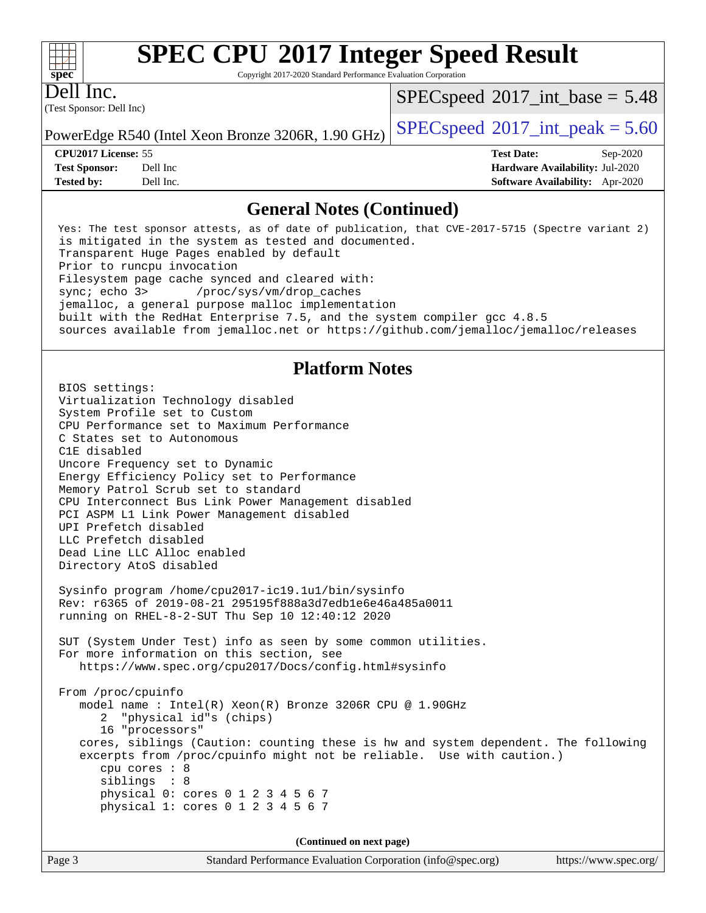## General Notes (Continued)

```
Yes: The test sponsor attests, as of date of publication, that CVE-2017-5715 (Spectre variant 2)
is mitigated in the system as tested and documented.
Transparent Huge Pages enabled by default
Prior to runcpu invocation
Filesystem page cache synced and cleared with:
sync; echo 3>       /proc/sys/vm/drop_caches
jemalloc, a general purpose malloc implementation
built with the RedHat Enterprise 7.5, and the system compiler gcc 4.8.5
sources available from jemalloc.net or https://github.com/jemalloc/jemalloc/releases
```

## Platform Notes

```
BIOS settings:
Virtualization Technology disabled
System Profile set to Custom
CPU Performance set to Maximum Performance
C States set to Autonomous
C1E disabled
Uncore Frequency set to Dynamic
Energy Efficiency Policy set to Performance
Memory Patrol Scrub set to standard
CPU Interconnect Bus Link Power Management disabled
PCI ASPM L1 Link Power Management disabled
UPI Prefetch disabled
LLC Prefetch disabled
Dead Line LLC Alloc enabled
Directory AtoS disabled

Sysinfo program /home/cpu2017-ic19.1u1/bin/sysinfo
Rev: r6365 of 2019-08-21 295195f888a3d7edb1e6e46a485a0011
running on RHEL-8-2-SUT Thu Sep 10 12:40:12 2020

SUT (System Under Test) info as seen by some common utilities.
For more information on this section, see
   https://www.spec.org/cpu2017/Docs/config.html#sysinfo

From /proc/cpuinfo
   model name : Intel(R) Xeon(R) Bronze 3206R CPU @ 1.90GHz
      2  "physical id"s (chips)
      16 "processors"
   cores, siblings (Caution: counting these is hw and system dependent. The following
   excerpts from /proc/cpuinfo might not be reliable.  Use with caution.)
      cpu cores : 8
      siblings  : 8
      physical 0: cores 0 1 2 3 4 5 6 7
      physical 1: cores 0 1 2 3 4 5 6 7
```

**(Continued on next page)**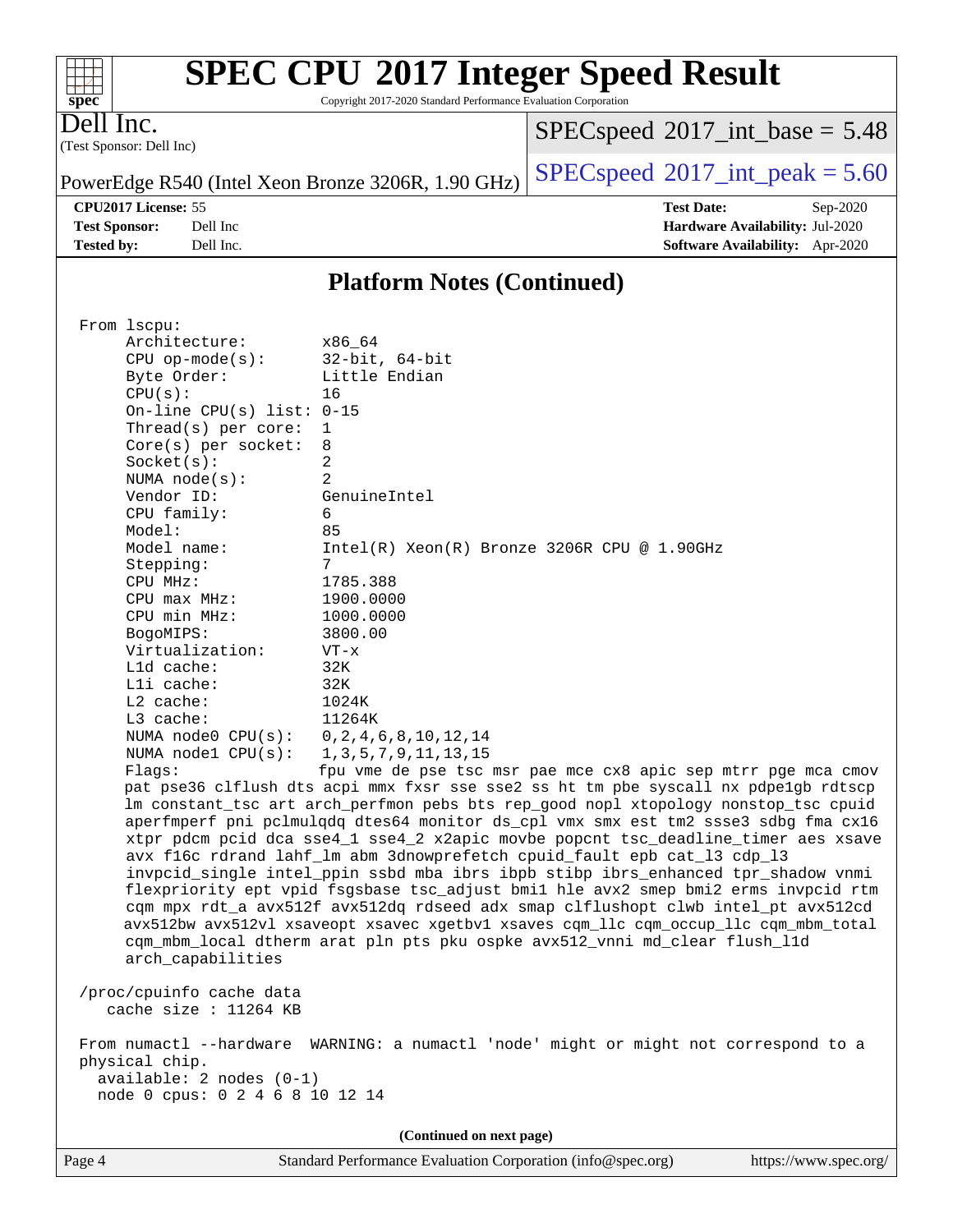# SPEC CPU 2017 Integer Speed Result

Copyright 2017-2020 Standard Performance Evaluation Corporation

Dell Inc.
(Test Sponsor: Dell Inc)

PowerEdge R540 (Intel Xeon Bronze 3206R, 1.90 GHz)

SPECspeed 2017_int_base = 5.48

SPECspeed 2017_int_peak = 5.60

**CPU2017 License:** 55
**Test Sponsor:** Dell Inc
**Tested by:** Dell Inc.

**Test Date:** Sep-2020
**Hardware Availability:** Jul-2020
**Software Availability:** Apr-2020

## Platform Notes (Continued)

```
From lscpu:
     Architecture:        x86_64
     CPU op-mode(s):      32-bit, 64-bit
     Byte Order:          Little Endian
     CPU(s):              16
     On-line CPU(s) list: 0-15
     Thread(s) per core:  1
     Core(s) per socket:  8
     Socket(s):           2
     NUMA node(s):        2
     Vendor ID:           GenuineIntel
     CPU family:          6
     Model:               85
     Model name:          Intel(R) Xeon(R) Bronze 3206R CPU @ 1.90GHz
     Stepping:            7
     CPU MHz:             1785.388
     CPU max MHz:         1900.0000
     CPU min MHz:         1000.0000
     BogoMIPS:            3800.00
     Virtualization:      VT-x
     L1d cache:           32K
     L1i cache:           32K
     L2 cache:            1024K
     L3 cache:            11264K
     NUMA node0 CPU(s):   0,2,4,6,8,10,12,14
     NUMA node1 CPU(s):   1,3,5,7,9,11,13,15
     Flags:               fpu vme de pse tsc msr pae mce cx8 apic sep mtrr pge mca cmov
     pat pse36 clflush dts acpi mmx fxsr sse sse2 ss ht tm pbe syscall nx pdpe1gb rdtscp
     lm constant_tsc art arch_perfmon pebs bts rep_good nopl xtopology nonstop_tsc cpuid
     aperfmperf pni pclmulqdq dtes64 monitor ds_cpl vmx smx est tm2 ssse3 sdbg fma cx16
     xtpr pdcm pcid dca sse4_1 sse4_2 x2apic movbe popcnt tsc_deadline_timer aes xsave
     avx f16c rdrand lahf_lm abm 3dnowprefetch cpuid_fault epb cat_l3 cdp_l3
     invpcid_single intel_ppin ssbd mba ibrs ibpb stibp ibrs_enhanced tpr_shadow vnmi
     flexpriority ept vpid fsgsbase tsc_adjust bmi1 hle avx2 smep bmi2 erms invpcid rtm
     cqm mpx rdt_a avx512f avx512dq rdseed adx smap clflushopt clwb intel_pt avx512cd
     avx512bw avx512vl xsaveopt xsavec xgetbv1 xsaves cqm_llc cqm_occup_llc cqm_mbm_total
     cqm_mbm_local dtherm arat pln pts pku ospke avx512_vnni md_clear flush_l1d
     arch_capabilities

 /proc/cpuinfo cache data
    cache size : 11264 KB

 From numactl --hardware  WARNING: a numactl 'node' might or might not correspond to a
 physical chip.
   available: 2 nodes (0-1)
   node 0 cpus: 0 2 4 6 8 10 12 14
```

(Continued on next page)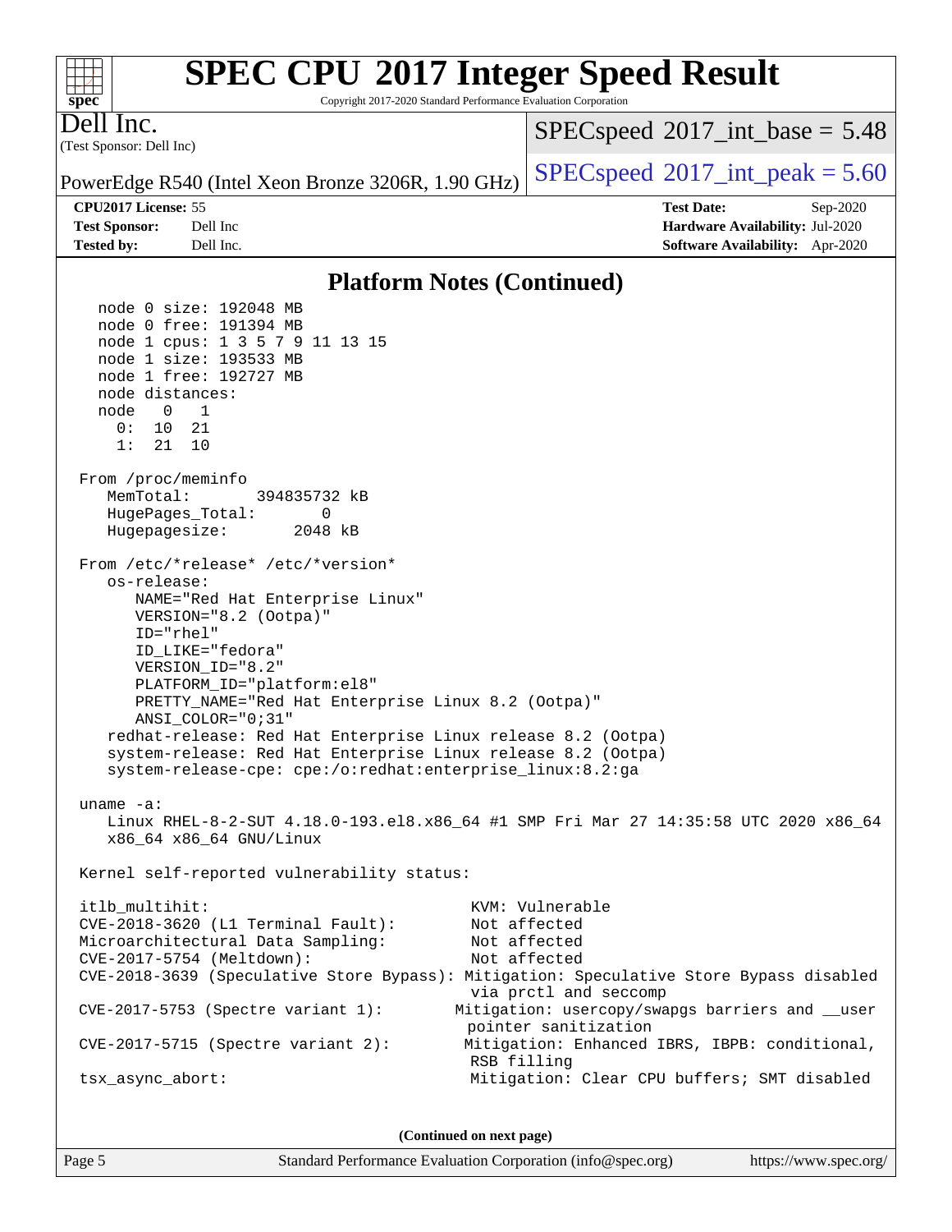# SPEC CPU 2017 Integer Speed Result

Copyright 2017-2020 Standard Performance Evaluation Corporation

Dell Inc.
(Test Sponsor: Dell Inc)

PowerEdge R540 (Intel Xeon Bronze 3206R, 1.90 GHz)

SPECspeed 2017_int_base = 5.48

SPECspeed 2017_int_peak = 5.60

**CPU2017 License:** 55
**Test Sponsor:** Dell Inc
**Tested by:** Dell Inc.

**Test Date:** Sep-2020
**Hardware Availability:** Jul-2020
**Software Availability:** Apr-2020

## Platform Notes (Continued)

```
    node 0 size: 192048 MB
    node 0 free: 191394 MB
    node 1 cpus: 1 3 5 7 9 11 13 15
    node 1 size: 193533 MB
    node 1 free: 192727 MB
    node distances:
    node   0   1
      0:  10  21
      1:  21  10

 From /proc/meminfo
    MemTotal:       394835732 kB
    HugePages_Total:       0
    Hugepagesize:       2048 kB

 From /etc/*release* /etc/*version*
    os-release:
       NAME="Red Hat Enterprise Linux"
       VERSION="8.2 (Ootpa)"
       ID="rhel"
       ID_LIKE="fedora"
       VERSION_ID="8.2"
       PLATFORM_ID="platform:el8"
       PRETTY_NAME="Red Hat Enterprise Linux 8.2 (Ootpa)"
       ANSI_COLOR="0;31"
    redhat-release: Red Hat Enterprise Linux release 8.2 (Ootpa)
    system-release: Red Hat Enterprise Linux release 8.2 (Ootpa)
    system-release-cpe: cpe:/o:redhat:enterprise_linux:8.2:ga

 uname -a:
    Linux RHEL-8-2-SUT 4.18.0-193.el8.x86_64 #1 SMP Fri Mar 27 14:35:58 UTC 2020 x86_64
    x86_64 x86_64 GNU/Linux

 Kernel self-reported vulnerability status:

 itlb_multihit:                                KVM: Vulnerable
 CVE-2018-3620 (L1 Terminal Fault):            Not affected
 Microarchitectural Data Sampling:             Not affected
 CVE-2017-5754 (Meltdown):                     Not affected
 CVE-2018-3639 (Speculative Store Bypass): Mitigation: Speculative Store Bypass disabled
                                              via prctl and seccomp
 CVE-2017-5753 (Spectre variant 1):          Mitigation: usercopy/swapgs barriers and __user
                                              pointer sanitization
 CVE-2017-5715 (Spectre variant 2):           Mitigation: Enhanced IBRS, IBPB: conditional,
                                              RSB filling
 tsx_async_abort:                              Mitigation: Clear CPU buffers; SMT disabled
```

**(Continued on next page)**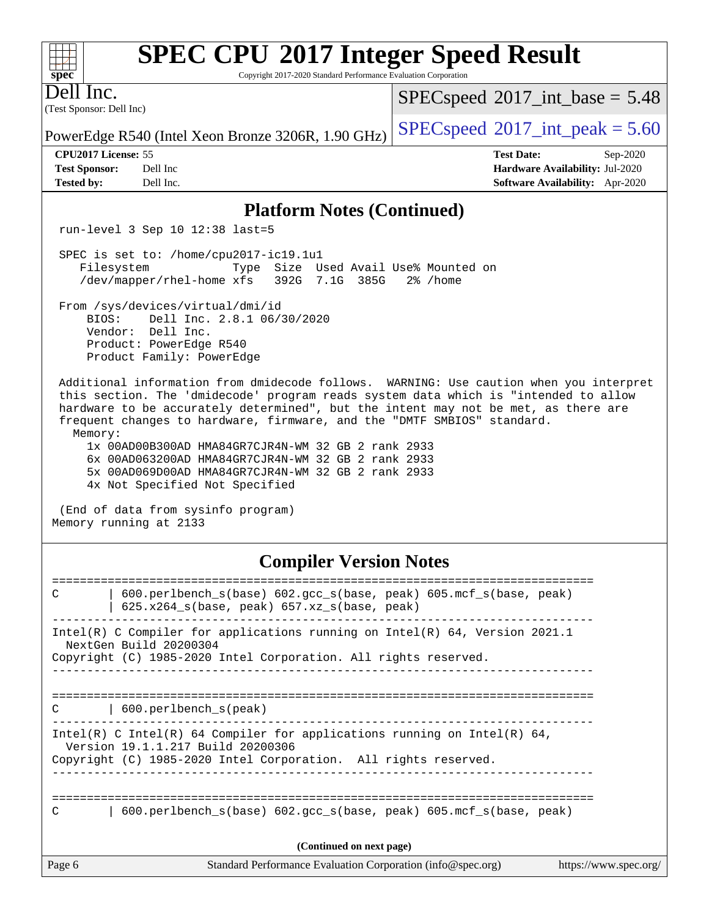## Platform Notes (Continued)

```
 run-level 3 Sep 10 12:38 last=5

 SPEC is set to: /home/cpu2017-ic19.1u1
    Filesystem            Type  Size  Used Avail Use% Mounted on
    /dev/mapper/rhel-home xfs   392G  7.1G  385G   2% /home

 From /sys/devices/virtual/dmi/id
     BIOS:    Dell Inc. 2.8.1 06/30/2020
     Vendor:  Dell Inc.
     Product: PowerEdge R540
     Product Family: PowerEdge

 Additional information from dmidecode follows.  WARNING: Use caution when you interpret
 this section. The 'dmidecode' program reads system data which is "intended to allow
 hardware to be accurately determined", but the intent may not be met, as there are
 frequent changes to hardware, firmware, and the "DMTF SMBIOS" standard.
   Memory:
     1x 00AD00B300AD HMA84GR7CJR4N-WM 32 GB 2 rank 2933
     6x 00AD063200AD HMA84GR7CJR4N-WM 32 GB 2 rank 2933
     5x 00AD069D00AD HMA84GR7CJR4N-WM 32 GB 2 rank 2933
     4x Not Specified Not Specified

 (End of data from sysinfo program)
Memory running at 2133
```

## Compiler Version Notes

```
==============================================================================
C       | 600.perlbench_s(base) 602.gcc_s(base, peak) 605.mcf_s(base, peak)
        | 625.x264_s(base, peak) 657.xz_s(base, peak)
------------------------------------------------------------------------------
Intel(R) C Compiler for applications running on Intel(R) 64, Version 2021.1
  NextGen Build 20200304
Copyright (C) 1985-2020 Intel Corporation. All rights reserved.
------------------------------------------------------------------------------

==============================================================================
C       | 600.perlbench_s(peak)
------------------------------------------------------------------------------
Intel(R) C Intel(R) 64 Compiler for applications running on Intel(R) 64,
  Version 19.1.1.217 Build 20200306
Copyright (C) 1985-2020 Intel Corporation.  All rights reserved.
------------------------------------------------------------------------------

==============================================================================
C       | 600.perlbench_s(base) 602.gcc_s(base, peak) 605.mcf_s(base, peak)
```

(Continued on next page)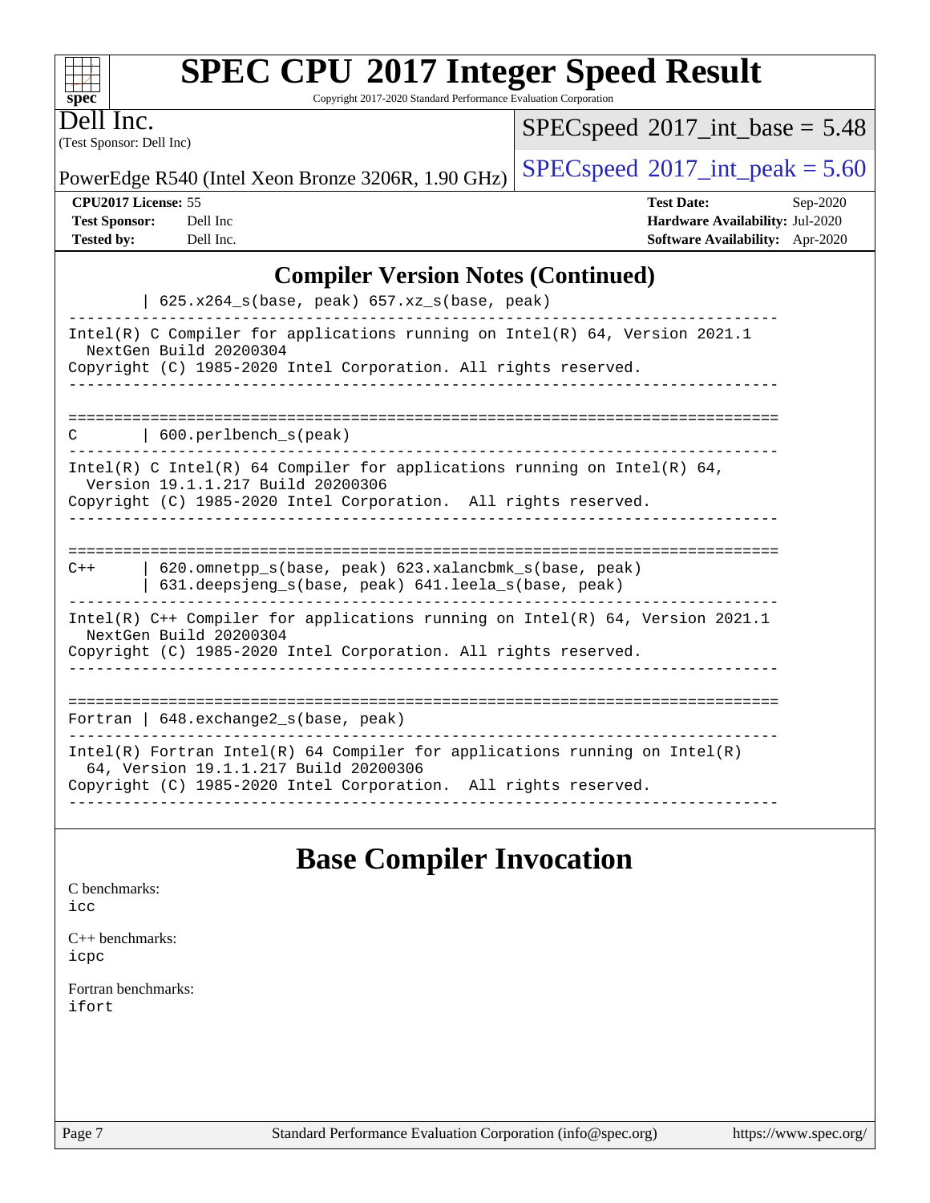## Compiler Version Notes (Continued)

```
         | 625.x264_s(base, peak) 657.xz_s(base, peak)
------------------------------------------------------------------------------
Intel(R) C Compiler for applications running on Intel(R) 64, Version 2021.1
  NextGen Build 20200304
Copyright (C) 1985-2020 Intel Corporation. All rights reserved.
------------------------------------------------------------------------------

==============================================================================
C        | 600.perlbench_s(peak)
------------------------------------------------------------------------------
Intel(R) C Intel(R) 64 Compiler for applications running on Intel(R) 64,
  Version 19.1.1.217 Build 20200306
Copyright (C) 1985-2020 Intel Corporation.  All rights reserved.
------------------------------------------------------------------------------

==============================================================================
C++      | 620.omnetpp_s(base, peak) 623.xalancbmk_s(base, peak)
         | 631.deepsjeng_s(base, peak) 641.leela_s(base, peak)
------------------------------------------------------------------------------
Intel(R) C++ Compiler for applications running on Intel(R) 64, Version 2021.1
  NextGen Build 20200304
Copyright (C) 1985-2020 Intel Corporation. All rights reserved.
------------------------------------------------------------------------------

==============================================================================
Fortran | 648.exchange2_s(base, peak)
------------------------------------------------------------------------------
Intel(R) Fortran Intel(R) 64 Compiler for applications running on Intel(R)
  64, Version 19.1.1.217 Build 20200306
Copyright (C) 1985-2020 Intel Corporation.  All rights reserved.
------------------------------------------------------------------------------
```

## Base Compiler Invocation

C benchmarks:
`icc`

C++ benchmarks:
`icpc`

Fortran benchmarks:
`ifort`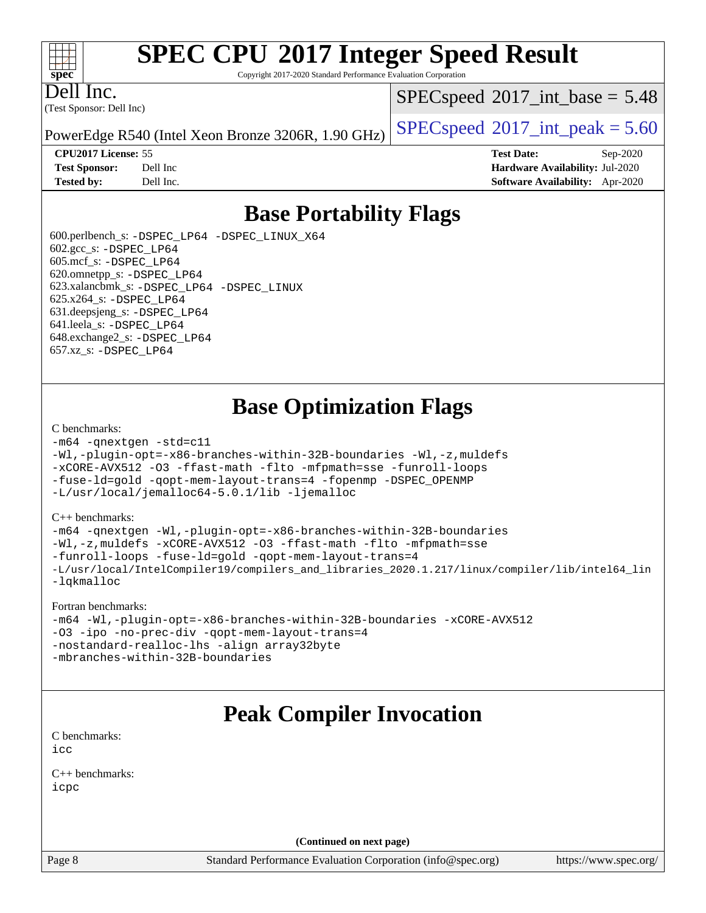# SPEC CPU 2017 Integer Speed Result

Copyright 2017-2020 Standard Performance Evaluation Corporation

Dell Inc.
(Test Sponsor: Dell Inc)

PowerEdge R540 (Intel Xeon Bronze 3206R, 1.90 GHz)

SPECspeed 2017_int_base = 5.48

SPECspeed 2017_int_peak = 5.60

**CPU2017 License:** 55
**Test Sponsor:** Dell Inc
**Tested by:** Dell Inc.

**Test Date:** Sep-2020
**Hardware Availability:** Jul-2020
**Software Availability:** Apr-2020

## Base Portability Flags

600.perlbench_s: `-DSPEC_LP64 -DSPEC_LINUX_X64`
602.gcc_s: `-DSPEC_LP64`
605.mcf_s: `-DSPEC_LP64`
620.omnetpp_s: `-DSPEC_LP64`
623.xalancbmk_s: `-DSPEC_LP64 -DSPEC_LINUX`
625.x264_s: `-DSPEC_LP64`
631.deepsjeng_s: `-DSPEC_LP64`
641.leela_s: `-DSPEC_LP64`
648.exchange2_s: `-DSPEC_LP64`
657.xz_s: `-DSPEC_LP64`

## Base Optimization Flags

C benchmarks:

```
-m64 -qnextgen -std=c11
-Wl,-plugin-opt=-x86-branches-within-32B-boundaries -Wl,-z,muldefs
-xCORE-AVX512 -O3 -ffast-math -flto -mfpmath=sse -funroll-loops
-fuse-ld=gold -qopt-mem-layout-trans=4 -fopenmp -DSPEC_OPENMP
-L/usr/local/jemalloc64-5.0.1/lib -ljemalloc
```

C++ benchmarks:

```
-m64 -qnextgen -Wl,-plugin-opt=-x86-branches-within-32B-boundaries
-Wl,-z,muldefs -xCORE-AVX512 -O3 -ffast-math -flto -mfpmath=sse
-funroll-loops -fuse-ld=gold -qopt-mem-layout-trans=4
-L/usr/local/IntelCompiler19/compilers_and_libraries_2020.1.217/linux/compiler/lib/intel64_lin
-lqkmalloc
```

Fortran benchmarks:

```
-m64 -Wl,-plugin-opt=-x86-branches-within-32B-boundaries -xCORE-AVX512
-O3 -ipo -no-prec-div -qopt-mem-layout-trans=4
-nostandard-realloc-lhs -align array32byte
-mbranches-within-32B-boundaries
```

## Peak Compiler Invocation

C benchmarks:

```
icc
```

C++ benchmarks:

```
icpc
```

**(Continued on next page)**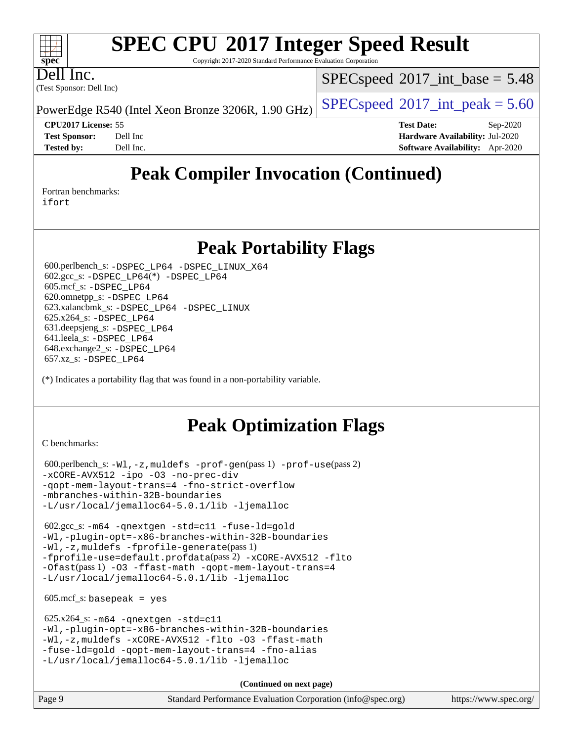# SPEC CPU 2017 Integer Speed Result

Copyright 2017-2020 Standard Performance Evaluation Corporation

**Dell Inc.**
(Test Sponsor: Dell Inc)

PowerEdge R540 (Intel Xeon Bronze 3206R, 1.90 GHz)

SPECspeed 2017_int_base = 5.48

SPECspeed 2017_int_peak = 5.60

| | | | |
|---|---|---|---|
| **CPU2017 License:** | 55 | **Test Date:** | Sep-2020 |
| **Test Sponsor:** | Dell Inc | **Hardware Availability:** | Jul-2020 |
| **Tested by:** | Dell Inc. | **Software Availability:** | Apr-2020 |

## Peak Compiler Invocation (Continued)

Fortran benchmarks:
`ifort`

## Peak Portability Flags

600.perlbench_s: `-DSPEC_LP64 -DSPEC_LINUX_X64`
602.gcc_s: `-DSPEC_LP64`(*) `-DSPEC_LP64`
605.mcf_s: `-DSPEC_LP64`
620.omnetpp_s: `-DSPEC_LP64`
623.xalancbmk_s: `-DSPEC_LP64 -DSPEC_LINUX`
625.x264_s: `-DSPEC_LP64`
631.deepsjeng_s: `-DSPEC_LP64`
641.leela_s: `-DSPEC_LP64`
648.exchange2_s: `-DSPEC_LP64`
657.xz_s: `-DSPEC_LP64`

(*) Indicates a portability flag that was found in a non-portability variable.

## Peak Optimization Flags

C benchmarks:

600.perlbench_s: `-Wl,-z,muldefs -prof-gen`(pass 1) `-prof-use`(pass 2) `-xCORE-AVX512 -ipo -O3 -no-prec-div -qopt-mem-layout-trans=4 -fno-strict-overflow -mbranches-within-32B-boundaries -L/usr/local/jemalloc64-5.0.1/lib -ljemalloc`

602.gcc_s: `-m64 -qnextgen -std=c11 -fuse-ld=gold -Wl,-plugin-opt=-x86-branches-within-32B-boundaries -Wl,-z,muldefs -fprofile-generate`(pass 1) `-fprofile-use=default.profdata`(pass 2) `-xCORE-AVX512 -flto -Ofast`(pass 1) `-O3 -ffast-math -qopt-mem-layout-trans=4 -L/usr/local/jemalloc64-5.0.1/lib -ljemalloc`

605.mcf_s: `basepeak = yes`

625.x264_s: `-m64 -qnextgen -std=c11 -Wl,-plugin-opt=-x86-branches-within-32B-boundaries -Wl,-z,muldefs -xCORE-AVX512 -flto -O3 -ffast-math -fuse-ld=gold -qopt-mem-layout-trans=4 -fno-alias -L/usr/local/jemalloc64-5.0.1/lib -ljemalloc`

**(Continued on next page)**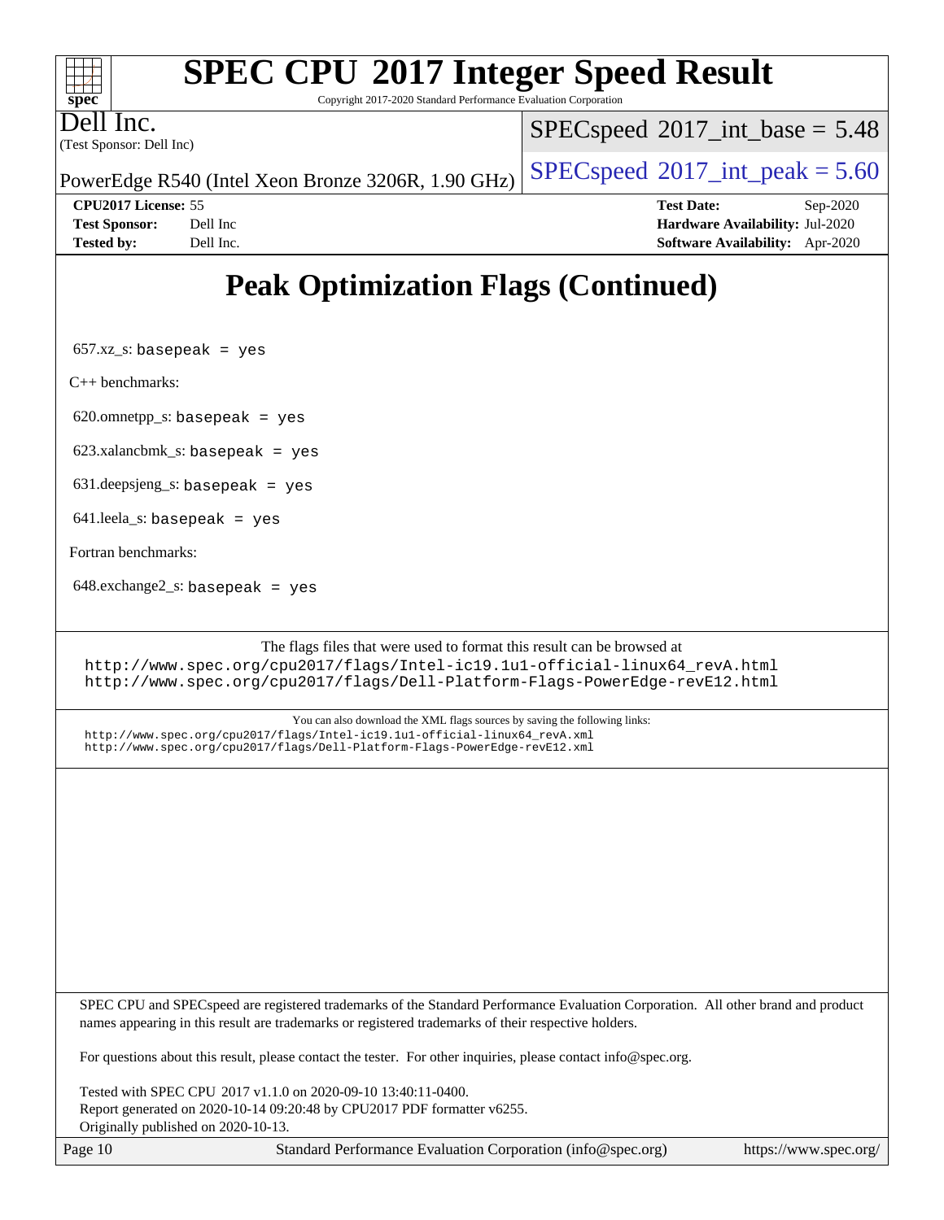# SPEC CPU 2017 Integer Speed Result

Copyright 2017-2020 Standard Performance Evaluation Corporation

Dell Inc.
(Test Sponsor: Dell Inc)

PowerEdge R540 (Intel Xeon Bronze 3206R, 1.90 GHz)

SPECspeed 2017_int_base = 5.48

SPECspeed 2017_int_peak = 5.60

**CPU2017 License:** 55
**Test Sponsor:** Dell Inc
**Tested by:** Dell Inc.

**Test Date:** Sep-2020
**Hardware Availability:** Jul-2020
**Software Availability:** Apr-2020

## Peak Optimization Flags (Continued)

657.xz_s: basepeak = yes

C++ benchmarks:

620.omnetpp_s: basepeak = yes

623.xalancbmk_s: basepeak = yes

631.deepsjeng_s: basepeak = yes

641.leela_s: basepeak = yes

Fortran benchmarks:

648.exchange2_s: basepeak = yes

The flags files that were used to format this result can be browsed at
http://www.spec.org/cpu2017/flags/Intel-ic19.1u1-official-linux64_revA.html
http://www.spec.org/cpu2017/flags/Dell-Platform-Flags-PowerEdge-revE12.html

You can also download the XML flags sources by saving the following links:
http://www.spec.org/cpu2017/flags/Intel-ic19.1u1-official-linux64_revA.xml
http://www.spec.org/cpu2017/flags/Dell-Platform-Flags-PowerEdge-revE12.xml

SPEC CPU and SPECspeed are registered trademarks of the Standard Performance Evaluation Corporation. All other brand and product names appearing in this result are trademarks or registered trademarks of their respective holders.

For questions about this result, please contact the tester. For other inquiries, please contact info@spec.org.

Tested with SPEC CPU 2017 v1.1.0 on 2020-09-10 13:40:11-0400.
Report generated on 2020-10-14 09:20:48 by CPU2017 PDF formatter v6255.
Originally published on 2020-10-13.